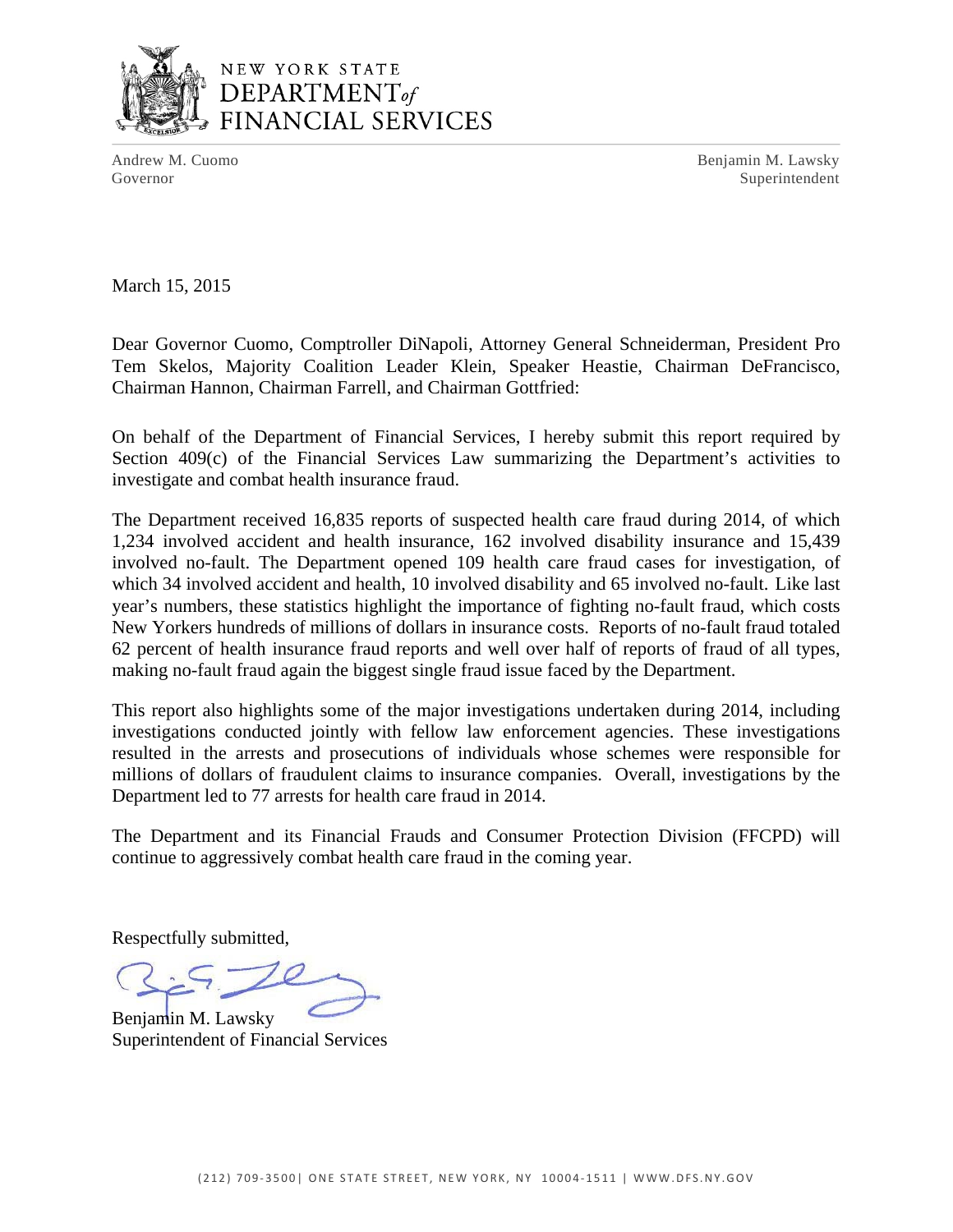NEW YORK STATE
DEPARTMENT of
FINANCIAL SERVICES

Andrew M. Cuomo
Governor

Benjamin M. Lawsky
Superintendent

March 15, 2015

Dear Governor Cuomo, Comptroller DiNapoli, Attorney General Schneiderman, President Pro Tem Skelos, Majority Coalition Leader Klein, Speaker Heastie, Chairman DeFrancisco, Chairman Hannon, Chairman Farrell, and Chairman Gottfried:

On behalf of the Department of Financial Services, I hereby submit this report required by Section 409(c) of the Financial Services Law summarizing the Department's activities to investigate and combat health insurance fraud.

The Department received 16,835 reports of suspected health care fraud during 2014, of which 1,234 involved accident and health insurance, 162 involved disability insurance and 15,439 involved no-fault. The Department opened 109 health care fraud cases for investigation, of which 34 involved accident and health, 10 involved disability and 65 involved no-fault. Like last year's numbers, these statistics highlight the importance of fighting no-fault fraud, which costs New Yorkers hundreds of millions of dollars in insurance costs. Reports of no-fault fraud totaled 62 percent of health insurance fraud reports and well over half of reports of fraud of all types, making no-fault fraud again the biggest single fraud issue faced by the Department.

This report also highlights some of the major investigations undertaken during 2014, including investigations conducted jointly with fellow law enforcement agencies. These investigations resulted in the arrests and prosecutions of individuals whose schemes were responsible for millions of dollars of fraudulent claims to insurance companies. Overall, investigations by the Department led to 77 arrests for health care fraud in 2014.

The Department and its Financial Frauds and Consumer Protection Division (FFCPD) will continue to aggressively combat health care fraud in the coming year.

Respectfully submitted,

Benjamin M. Lawsky
Superintendent of Financial Services

(212) 709-3500| ONE STATE STREET, NEW YORK, NY 10004-1511 | WWW.DFS.NY.GOV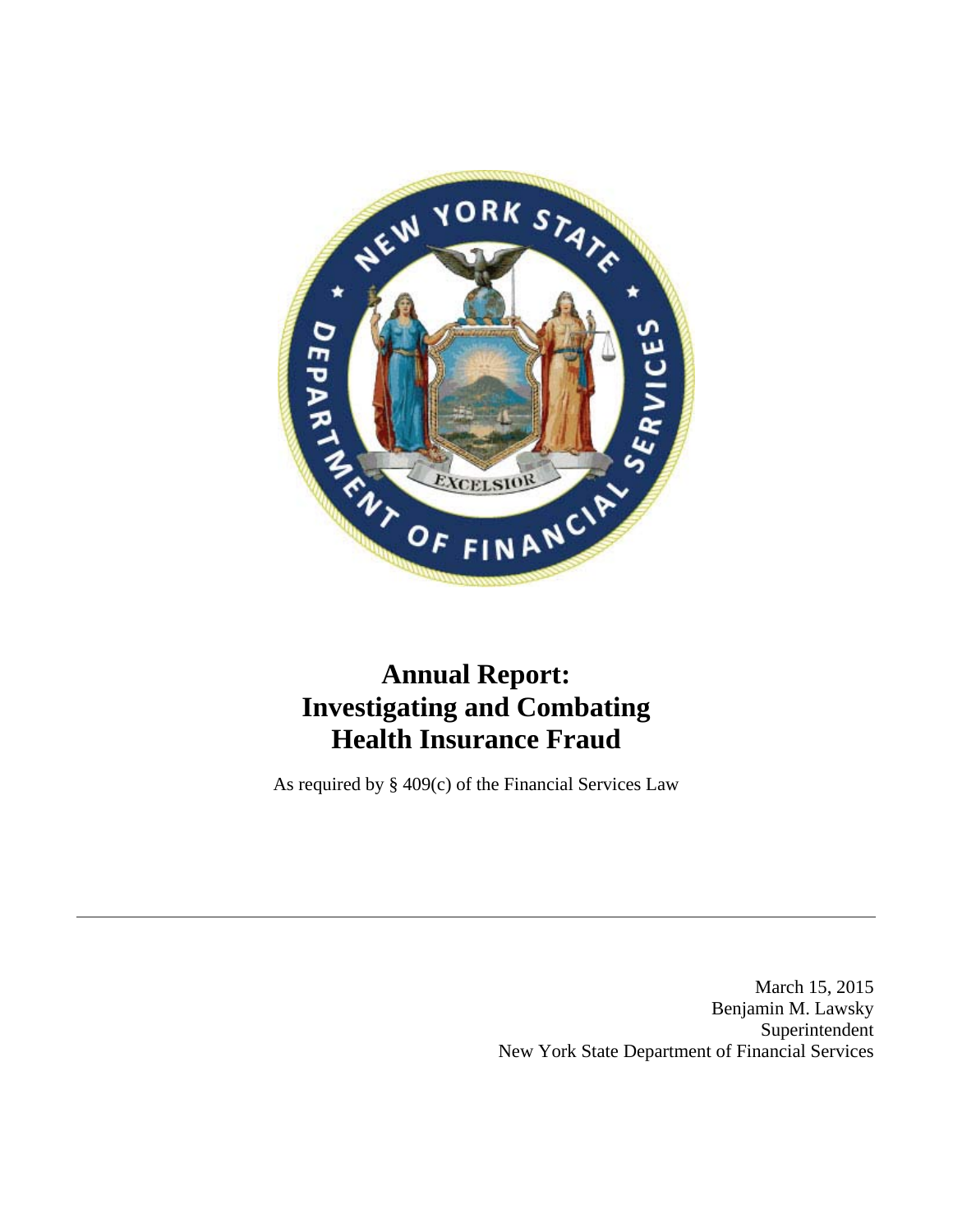# Annual Report: Investigating and Combating Health Insurance Fraud

As required by § 409(c) of the Financial Services Law

---

March 15, 2015
Benjamin M. Lawsky
Superintendent
New York State Department of Financial Services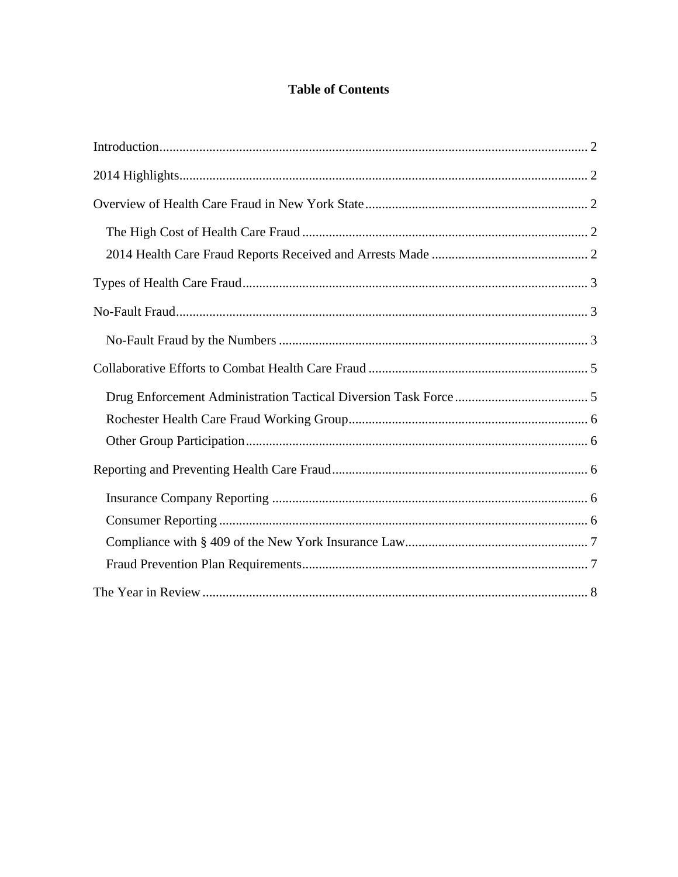# Table of Contents

Introduction ........................................................................................................................ 2

2014 Highlights .................................................................................................................. 2

Overview of Health Care Fraud in New York State ........................................................... 2

- The High Cost of Health Care Fraud ............................................................................ 2
- 2014 Health Care Fraud Reports Received and Arrests Made ...................................... 2

Types of Health Care Fraud ................................................................................................ 3

No-Fault Fraud .................................................................................................................... 3

- No-Fault Fraud by the Numbers .................................................................................... 3

Collaborative Efforts to Combat Health Care Fraud .......................................................... 5

- Drug Enforcement Administration Tactical Diversion Task Force ............................... 5
- Rochester Health Care Fraud Working Group ............................................................... 6
- Other Group Participation .............................................................................................. 6

Reporting and Preventing Health Care Fraud ..................................................................... 6

- Insurance Company Reporting ...................................................................................... 6
- Consumer Reporting ...................................................................................................... 6
- Compliance with § 409 of the New York Insurance Law .............................................. 7
- Fraud Prevention Plan Requirements ............................................................................. 7

The Year in Review ............................................................................................................ 8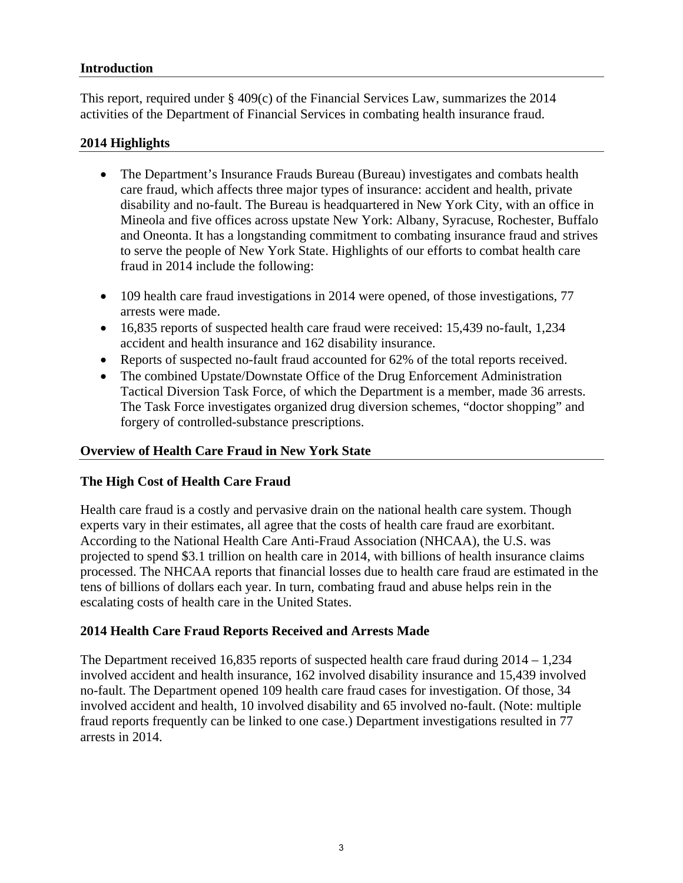## Introduction

This report, required under § 409(c) of the Financial Services Law, summarizes the 2014 activities of the Department of Financial Services in combating health insurance fraud.

## 2014 Highlights

- The Department's Insurance Frauds Bureau (Bureau) investigates and combats health care fraud, which affects three major types of insurance: accident and health, private disability and no-fault. The Bureau is headquartered in New York City, with an office in Mineola and five offices across upstate New York: Albany, Syracuse, Rochester, Buffalo and Oneonta. It has a longstanding commitment to combating insurance fraud and strives to serve the people of New York State. Highlights of our efforts to combat health care fraud in 2014 include the following:

- 109 health care fraud investigations in 2014 were opened, of those investigations, 77 arrests were made.
- 16,835 reports of suspected health care fraud were received: 15,439 no-fault, 1,234 accident and health insurance and 162 disability insurance.
- Reports of suspected no-fault fraud accounted for 62% of the total reports received.
- The combined Upstate/Downstate Office of the Drug Enforcement Administration Tactical Diversion Task Force, of which the Department is a member, made 36 arrests. The Task Force investigates organized drug diversion schemes, "doctor shopping" and forgery of controlled-substance prescriptions.

## Overview of Health Care Fraud in New York State

### The High Cost of Health Care Fraud

Health care fraud is a costly and pervasive drain on the national health care system. Though experts vary in their estimates, all agree that the costs of health care fraud are exorbitant. According to the National Health Care Anti-Fraud Association (NHCAA), the U.S. was projected to spend $3.1 trillion on health care in 2014, with billions of health insurance claims processed. The NHCAA reports that financial losses due to health care fraud are estimated in the tens of billions of dollars each year. In turn, combating fraud and abuse helps rein in the escalating costs of health care in the United States.

### 2014 Health Care Fraud Reports Received and Arrests Made

The Department received 16,835 reports of suspected health care fraud during 2014 – 1,234 involved accident and health insurance, 162 involved disability insurance and 15,439 involved no-fault. The Department opened 109 health care fraud cases for investigation. Of those, 34 involved accident and health, 10 involved disability and 65 involved no-fault. (Note: multiple fraud reports frequently can be linked to one case.) Department investigations resulted in 77 arrests in 2014.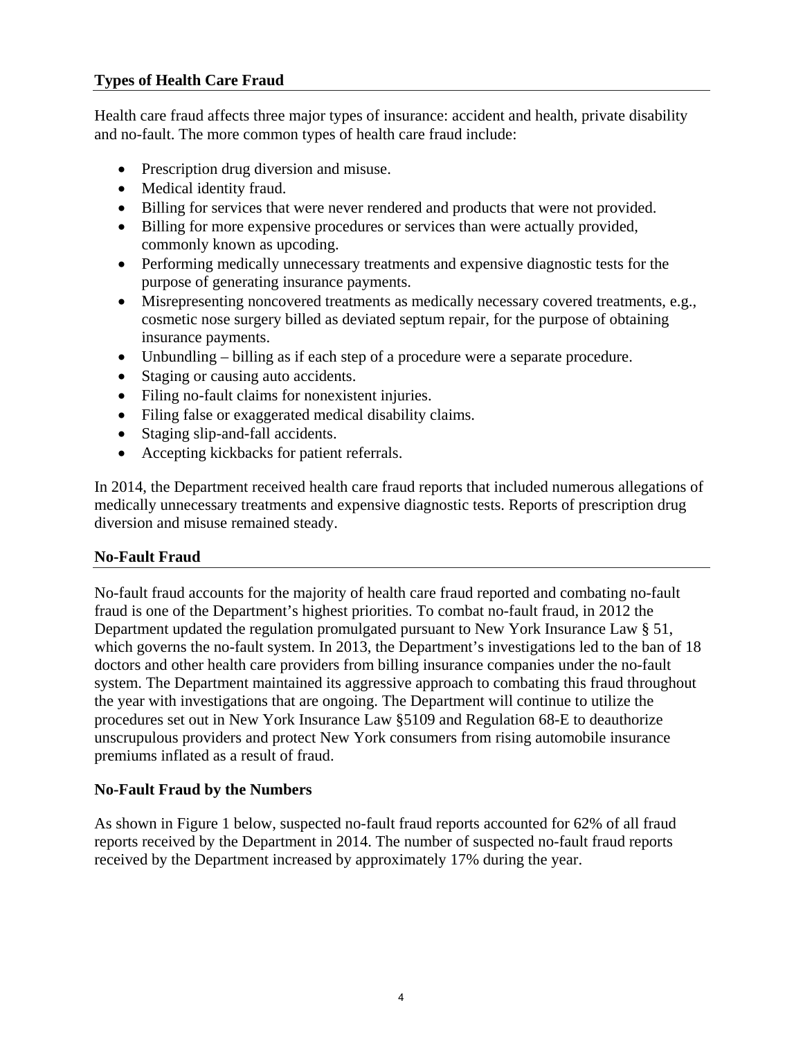## Types of Health Care Fraud

Health care fraud affects three major types of insurance: accident and health, private disability and no-fault. The more common types of health care fraud include:

- Prescription drug diversion and misuse.
- Medical identity fraud.
- Billing for services that were never rendered and products that were not provided.
- Billing for more expensive procedures or services than were actually provided, commonly known as upcoding.
- Performing medically unnecessary treatments and expensive diagnostic tests for the purpose of generating insurance payments.
- Misrepresenting noncovered treatments as medically necessary covered treatments, e.g., cosmetic nose surgery billed as deviated septum repair, for the purpose of obtaining insurance payments.
- Unbundling – billing as if each step of a procedure were a separate procedure.
- Staging or causing auto accidents.
- Filing no-fault claims for nonexistent injuries.
- Filing false or exaggerated medical disability claims.
- Staging slip-and-fall accidents.
- Accepting kickbacks for patient referrals.

In 2014, the Department received health care fraud reports that included numerous allegations of medically unnecessary treatments and expensive diagnostic tests. Reports of prescription drug diversion and misuse remained steady.

## No-Fault Fraud

No-fault fraud accounts for the majority of health care fraud reported and combating no-fault fraud is one of the Department's highest priorities. To combat no-fault fraud, in 2012 the Department updated the regulation promulgated pursuant to New York Insurance Law § 51, which governs the no-fault system. In 2013, the Department's investigations led to the ban of 18 doctors and other health care providers from billing insurance companies under the no-fault system. The Department maintained its aggressive approach to combating this fraud throughout the year with investigations that are ongoing. The Department will continue to utilize the procedures set out in New York Insurance Law §5109 and Regulation 68-E to deauthorize unscrupulous providers and protect New York consumers from rising automobile insurance premiums inflated as a result of fraud.

### No-Fault Fraud by the Numbers

As shown in Figure 1 below, suspected no-fault fraud reports accounted for 62% of all fraud reports received by the Department in 2014. The number of suspected no-fault fraud reports received by the Department increased by approximately 17% during the year.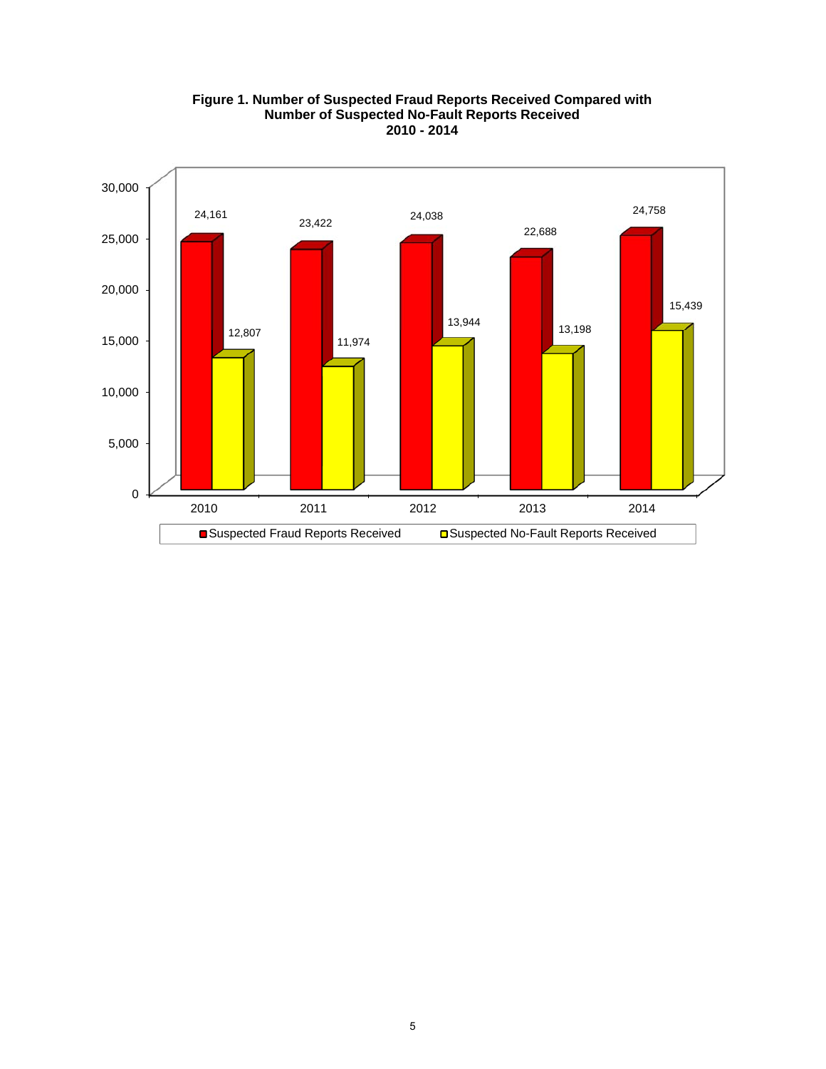**Figure 1. Number of Suspected Fraud Reports Received Compared with Number of Suspected No-Fault Reports Received 2010 - 2014**

| Year | Suspected Fraud Reports Received | Suspected No-Fault Reports Received |
|---|---|---|
| 2010 | 24,161 | 12,807 |
| 2011 | 23,422 | 11,974 |
| 2012 | 24,038 | 13,944 |
| 2013 | 22,688 | 13,198 |
| 2014 | 24,758 | 15,439 |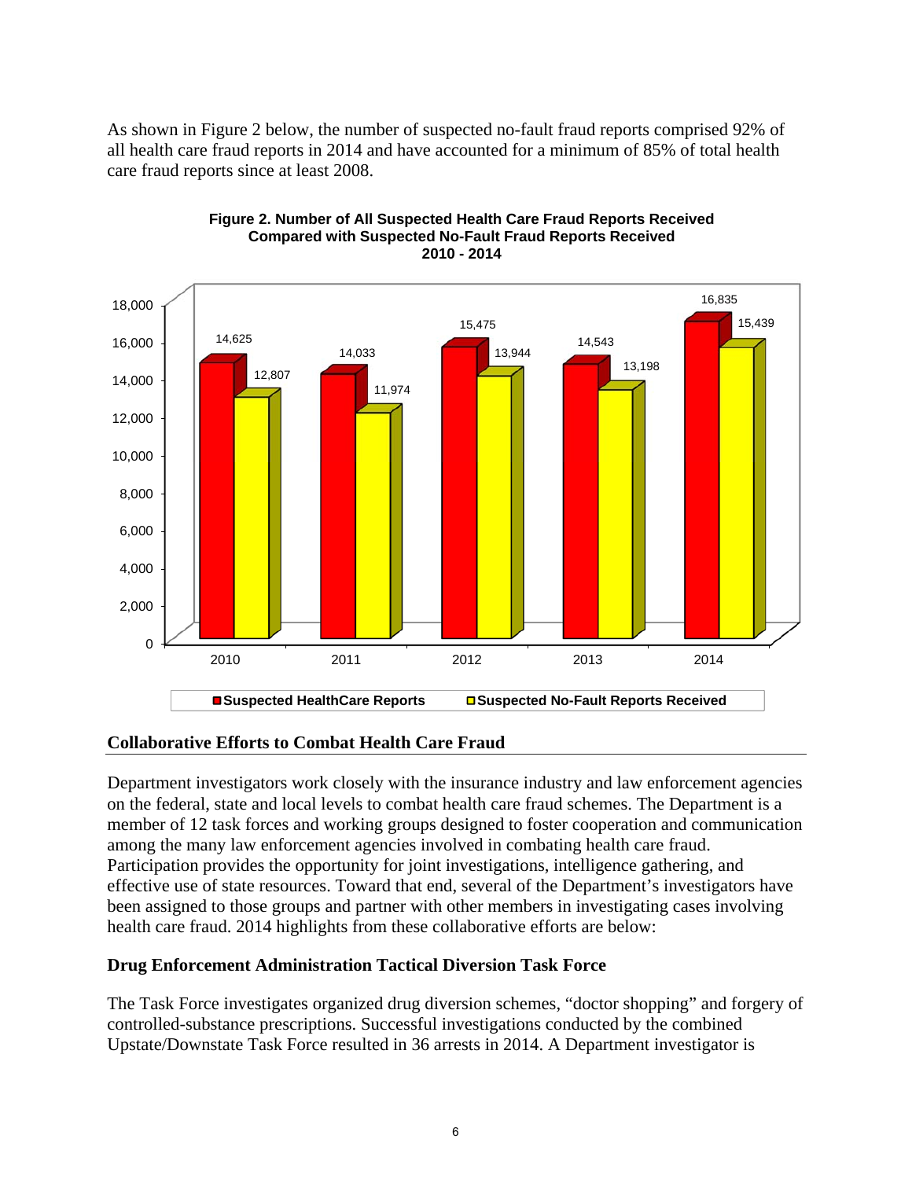As shown in Figure 2 below, the number of suspected no-fault fraud reports comprised 92% of all health care fraud reports in 2014 and have accounted for a minimum of 85% of total health care fraud reports since at least 2008.

**Figure 2. Number of All Suspected Health Care Fraud Reports Received Compared with Suspected No-Fault Fraud Reports Received 2010 - 2014**

| Year | Suspected HealthCare Reports | Suspected No-Fault Reports Received |
|---|---|---|
| 2010 | 14,625 | 12,807 |
| 2011 | 14,033 | 11,974 |
| 2012 | 15,475 | 13,944 |
| 2013 | 14,543 | 13,198 |
| 2014 | 16,835 | 15,439 |

## Collaborative Efforts to Combat Health Care Fraud

Department investigators work closely with the insurance industry and law enforcement agencies on the federal, state and local levels to combat health care fraud schemes. The Department is a member of 12 task forces and working groups designed to foster cooperation and communication among the many law enforcement agencies involved in combating health care fraud. Participation provides the opportunity for joint investigations, intelligence gathering, and effective use of state resources. Toward that end, several of the Department's investigators have been assigned to those groups and partner with other members in investigating cases involving health care fraud. 2014 highlights from these collaborative efforts are below:

### Drug Enforcement Administration Tactical Diversion Task Force

The Task Force investigates organized drug diversion schemes, "doctor shopping" and forgery of controlled-substance prescriptions. Successful investigations conducted by the combined Upstate/Downstate Task Force resulted in 36 arrests in 2014. A Department investigator is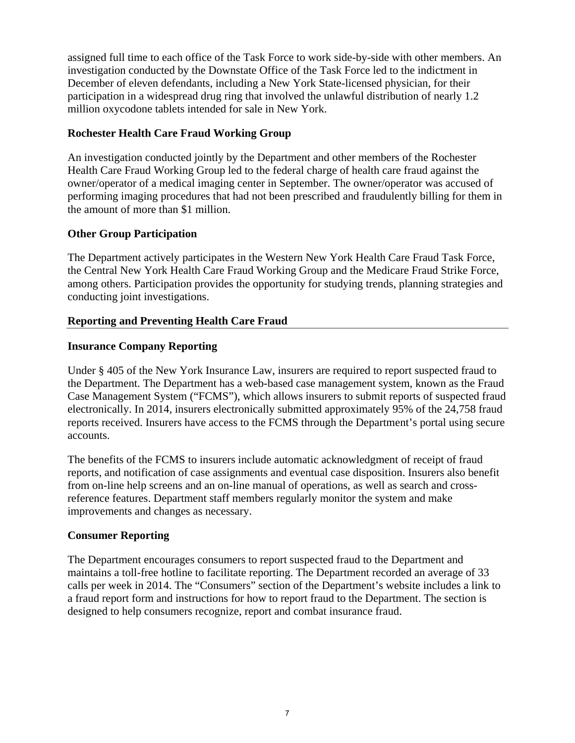assigned full time to each office of the Task Force to work side-by-side with other members. An investigation conducted by the Downstate Office of the Task Force led to the indictment in December of eleven defendants, including a New York State-licensed physician, for their participation in a widespread drug ring that involved the unlawful distribution of nearly 1.2 million oxycodone tablets intended for sale in New York.

### Rochester Health Care Fraud Working Group

An investigation conducted jointly by the Department and other members of the Rochester Health Care Fraud Working Group led to the federal charge of health care fraud against the owner/operator of a medical imaging center in September. The owner/operator was accused of performing imaging procedures that had not been prescribed and fraudulently billing for them in the amount of more than $1 million.

### Other Group Participation

The Department actively participates in the Western New York Health Care Fraud Task Force, the Central New York Health Care Fraud Working Group and the Medicare Fraud Strike Force, among others. Participation provides the opportunity for studying trends, planning strategies and conducting joint investigations.

## Reporting and Preventing Health Care Fraud

### Insurance Company Reporting

Under § 405 of the New York Insurance Law, insurers are required to report suspected fraud to the Department. The Department has a web-based case management system, known as the Fraud Case Management System ("FCMS"), which allows insurers to submit reports of suspected fraud electronically. In 2014, insurers electronically submitted approximately 95% of the 24,758 fraud reports received. Insurers have access to the FCMS through the Department's portal using secure accounts.

The benefits of the FCMS to insurers include automatic acknowledgment of receipt of fraud reports, and notification of case assignments and eventual case disposition. Insurers also benefit from on-line help screens and an on-line manual of operations, as well as search and cross-reference features. Department staff members regularly monitor the system and make improvements and changes as necessary.

### Consumer Reporting

The Department encourages consumers to report suspected fraud to the Department and maintains a toll-free hotline to facilitate reporting. The Department recorded an average of 33 calls per week in 2014. The "Consumers" section of the Department's website includes a link to a fraud report form and instructions for how to report fraud to the Department. The section is designed to help consumers recognize, report and combat insurance fraud.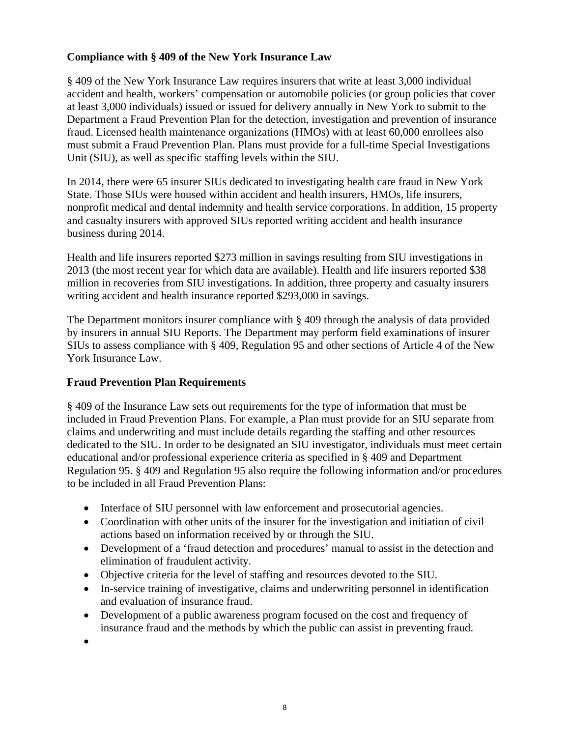**Compliance with § 409 of the New York Insurance Law**

§ 409 of the New York Insurance Law requires insurers that write at least 3,000 individual accident and health, workers' compensation or automobile policies (or group policies that cover at least 3,000 individuals) issued or issued for delivery annually in New York to submit to the Department a Fraud Prevention Plan for the detection, investigation and prevention of insurance fraud. Licensed health maintenance organizations (HMOs) with at least 60,000 enrollees also must submit a Fraud Prevention Plan. Plans must provide for a full-time Special Investigations Unit (SIU), as well as specific staffing levels within the SIU.

In 2014, there were 65 insurer SIUs dedicated to investigating health care fraud in New York State. Those SIUs were housed within accident and health insurers, HMOs, life insurers, nonprofit medical and dental indemnity and health service corporations. In addition, 15 property and casualty insurers with approved SIUs reported writing accident and health insurance business during 2014.

Health and life insurers reported $273 million in savings resulting from SIU investigations in 2013 (the most recent year for which data are available). Health and life insurers reported $38 million in recoveries from SIU investigations. In addition, three property and casualty insurers writing accident and health insurance reported $293,000 in savings.

The Department monitors insurer compliance with § 409 through the analysis of data provided by insurers in annual SIU Reports. The Department may perform field examinations of insurer SIUs to assess compliance with § 409, Regulation 95 and other sections of Article 4 of the New York Insurance Law.

**Fraud Prevention Plan Requirements**

§ 409 of the Insurance Law sets out requirements for the type of information that must be included in Fraud Prevention Plans. For example, a Plan must provide for an SIU separate from claims and underwriting and must include details regarding the staffing and other resources dedicated to the SIU. In order to be designated an SIU investigator, individuals must meet certain educational and/or professional experience criteria as specified in § 409 and Department Regulation 95. § 409 and Regulation 95 also require the following information and/or procedures to be included in all Fraud Prevention Plans:

- Interface of SIU personnel with law enforcement and prosecutorial agencies.
- Coordination with other units of the insurer for the investigation and initiation of civil actions based on information received by or through the SIU.
- Development of a 'fraud detection and procedures' manual to assist in the detection and elimination of fraudulent activity.
- Objective criteria for the level of staffing and resources devoted to the SIU.
- In-service training of investigative, claims and underwriting personnel in identification and evaluation of insurance fraud.
- Development of a public awareness program focused on the cost and frequency of insurance fraud and the methods by which the public can assist in preventing fraud.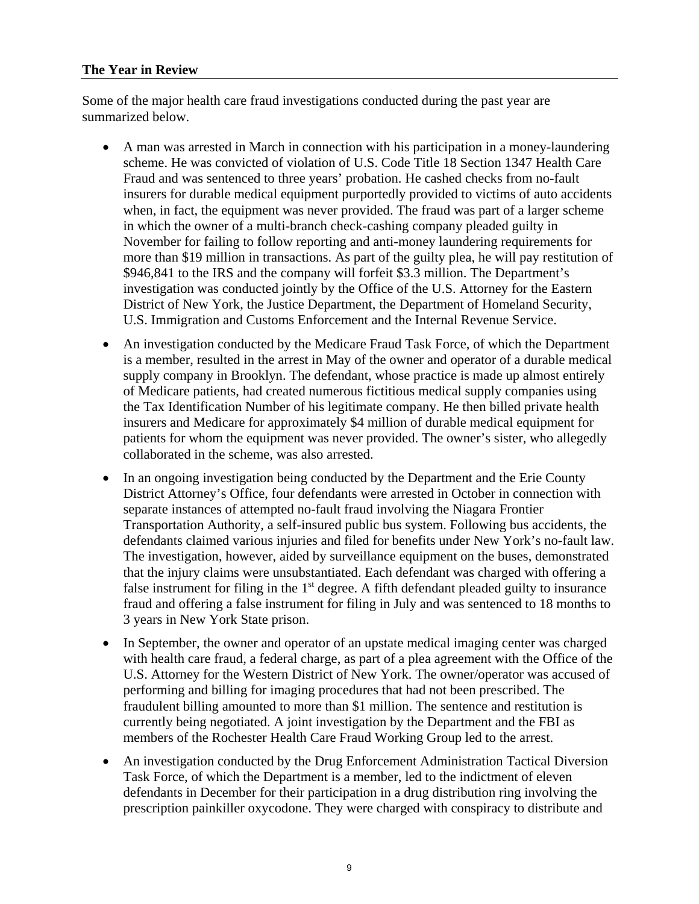**The Year in Review**

Some of the major health care fraud investigations conducted during the past year are summarized below.

- A man was arrested in March in connection with his participation in a money-laundering scheme. He was convicted of violation of U.S. Code Title 18 Section 1347 Health Care Fraud and was sentenced to three years' probation. He cashed checks from no-fault insurers for durable medical equipment purportedly provided to victims of auto accidents when, in fact, the equipment was never provided. The fraud was part of a larger scheme in which the owner of a multi-branch check-cashing company pleaded guilty in November for failing to follow reporting and anti-money laundering requirements for more than $19 million in transactions. As part of the guilty plea, he will pay restitution of $946,841 to the IRS and the company will forfeit $3.3 million. The Department's investigation was conducted jointly by the Office of the U.S. Attorney for the Eastern District of New York, the Justice Department, the Department of Homeland Security, U.S. Immigration and Customs Enforcement and the Internal Revenue Service.
- An investigation conducted by the Medicare Fraud Task Force, of which the Department is a member, resulted in the arrest in May of the owner and operator of a durable medical supply company in Brooklyn. The defendant, whose practice is made up almost entirely of Medicare patients, had created numerous fictitious medical supply companies using the Tax Identification Number of his legitimate company. He then billed private health insurers and Medicare for approximately $4 million of durable medical equipment for patients for whom the equipment was never provided. The owner's sister, who allegedly collaborated in the scheme, was also arrested.
- In an ongoing investigation being conducted by the Department and the Erie County District Attorney's Office, four defendants were arrested in October in connection with separate instances of attempted no-fault fraud involving the Niagara Frontier Transportation Authority, a self-insured public bus system. Following bus accidents, the defendants claimed various injuries and filed for benefits under New York's no-fault law. The investigation, however, aided by surveillance equipment on the buses, demonstrated that the injury claims were unsubstantiated. Each defendant was charged with offering a false instrument for filing in the 1st degree. A fifth defendant pleaded guilty to insurance fraud and offering a false instrument for filing in July and was sentenced to 18 months to 3 years in New York State prison.
- In September, the owner and operator of an upstate medical imaging center was charged with health care fraud, a federal charge, as part of a plea agreement with the Office of the U.S. Attorney for the Western District of New York. The owner/operator was accused of performing and billing for imaging procedures that had not been prescribed. The fraudulent billing amounted to more than $1 million. The sentence and restitution is currently being negotiated. A joint investigation by the Department and the FBI as members of the Rochester Health Care Fraud Working Group led to the arrest.
- An investigation conducted by the Drug Enforcement Administration Tactical Diversion Task Force, of which the Department is a member, led to the indictment of eleven defendants in December for their participation in a drug distribution ring involving the prescription painkiller oxycodone. They were charged with conspiracy to distribute and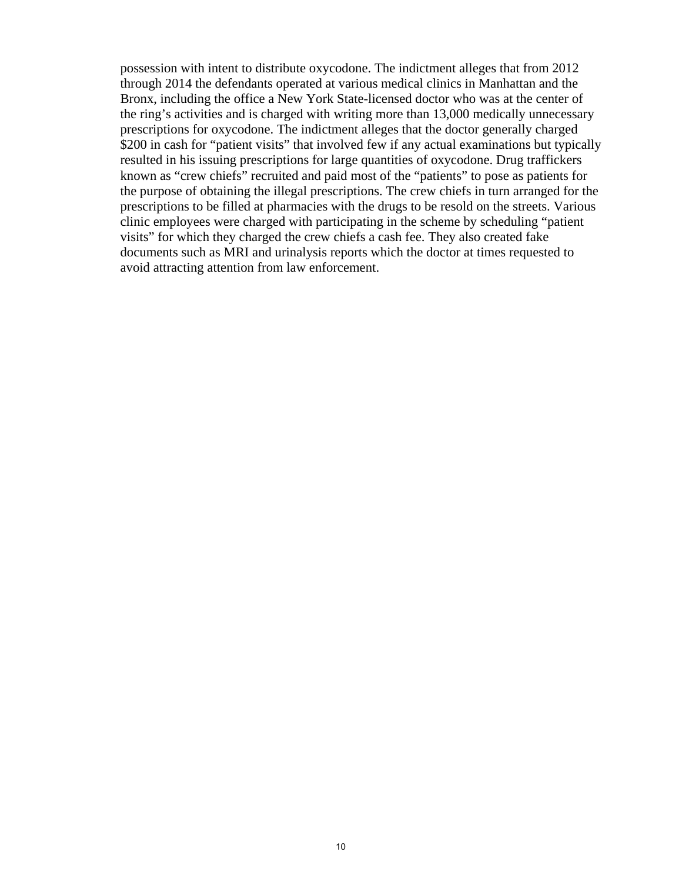possession with intent to distribute oxycodone. The indictment alleges that from 2012 through 2014 the defendants operated at various medical clinics in Manhattan and the Bronx, including the office a New York State-licensed doctor who was at the center of the ring's activities and is charged with writing more than 13,000 medically unnecessary prescriptions for oxycodone. The indictment alleges that the doctor generally charged $200 in cash for "patient visits" that involved few if any actual examinations but typically resulted in his issuing prescriptions for large quantities of oxycodone. Drug traffickers known as "crew chiefs" recruited and paid most of the "patients" to pose as patients for the purpose of obtaining the illegal prescriptions. The crew chiefs in turn arranged for the prescriptions to be filled at pharmacies with the drugs to be resold on the streets. Various clinic employees were charged with participating in the scheme by scheduling "patient visits" for which they charged the crew chiefs a cash fee. They also created fake documents such as MRI and urinalysis reports which the doctor at times requested to avoid attracting attention from law enforcement.